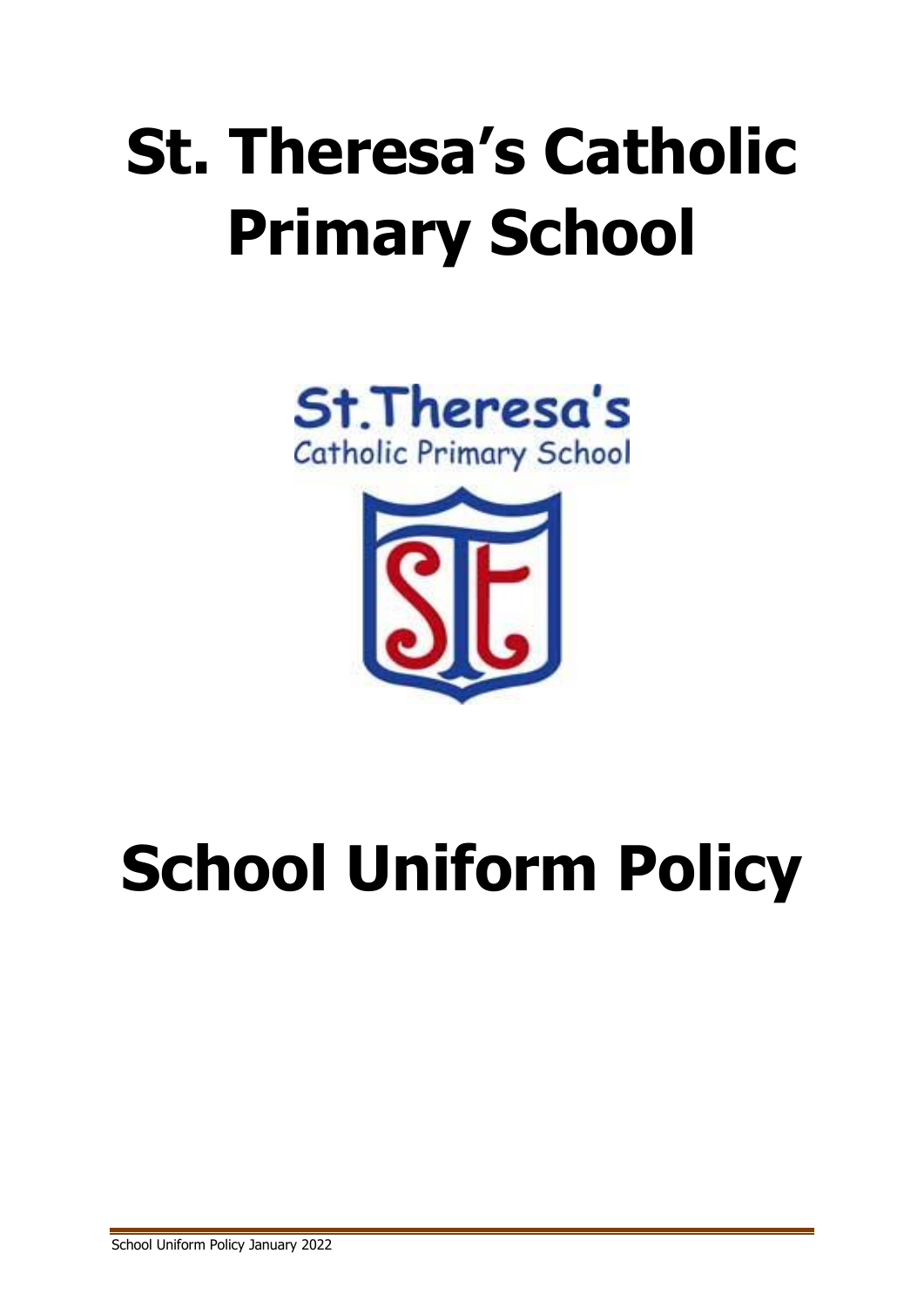# St. Theresa's Catholic Primary School

St.Theresa's
Catholic Primary School

# School Uniform Policy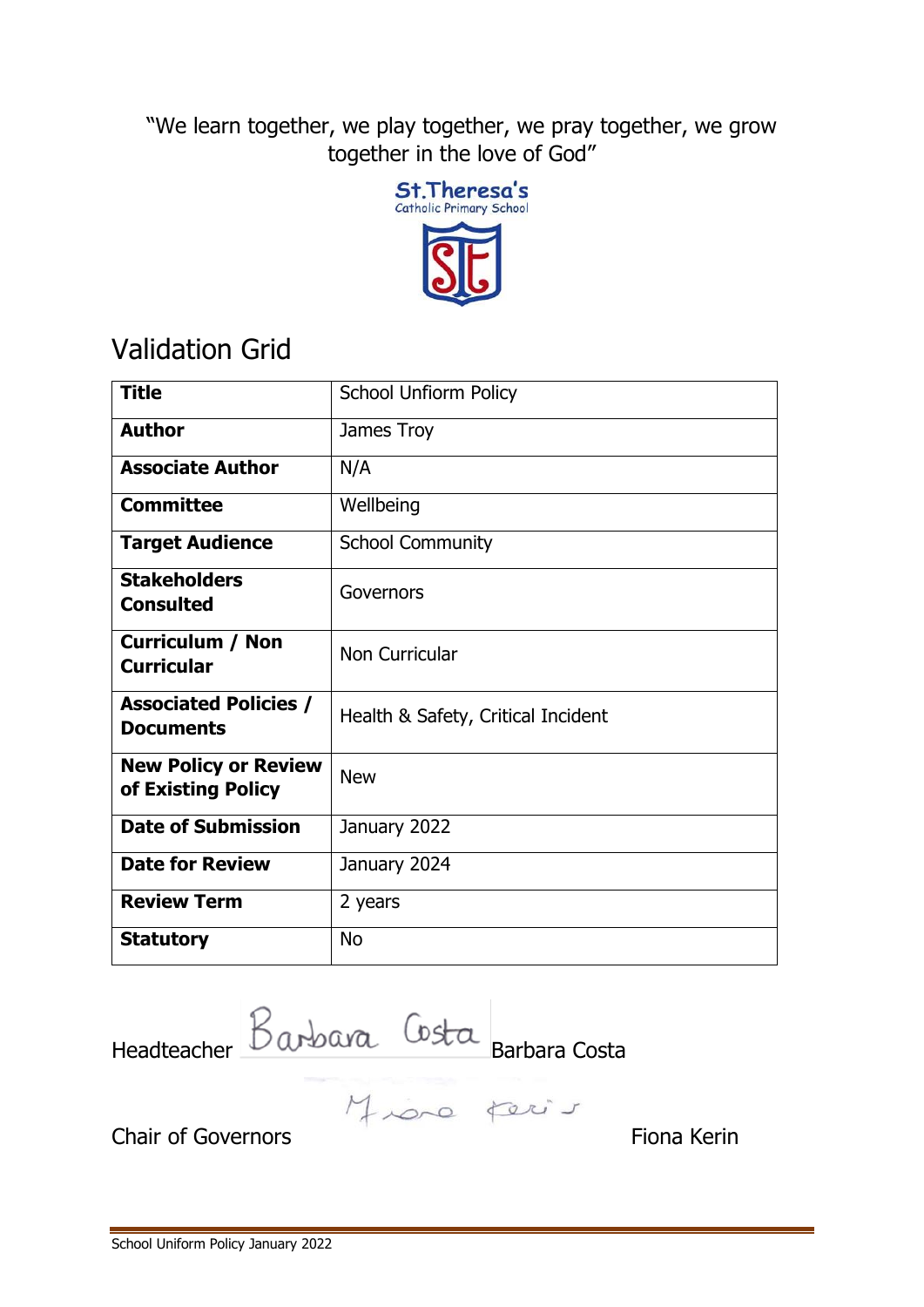"We learn together, we play together, we pray together, we grow together in the love of God"

St.Theresa's
Catholic Primary School

## Validation Grid

| **Title** | School Unfiorm Policy |
|---|---|
| **Author** | James Troy |
| **Associate Author** | N/A |
| **Committee** | Wellbeing |
| **Target Audience** | School Community |
| **Stakeholders Consulted** | Governors |
| **Curriculum / Non Curricular** | Non Curricular |
| **Associated Policies / Documents** | Health & Safety, Critical Incident |
| **New Policy or Review of Existing Policy** | New |
| **Date of Submission** | January 2022 |
| **Date for Review** | January 2024 |
| **Review Term** | 2 years |
| **Statutory** | No |

Headteacher Barbara Costa Barbara Costa

Chair of Governors Fiona Kerin Fiona Kerin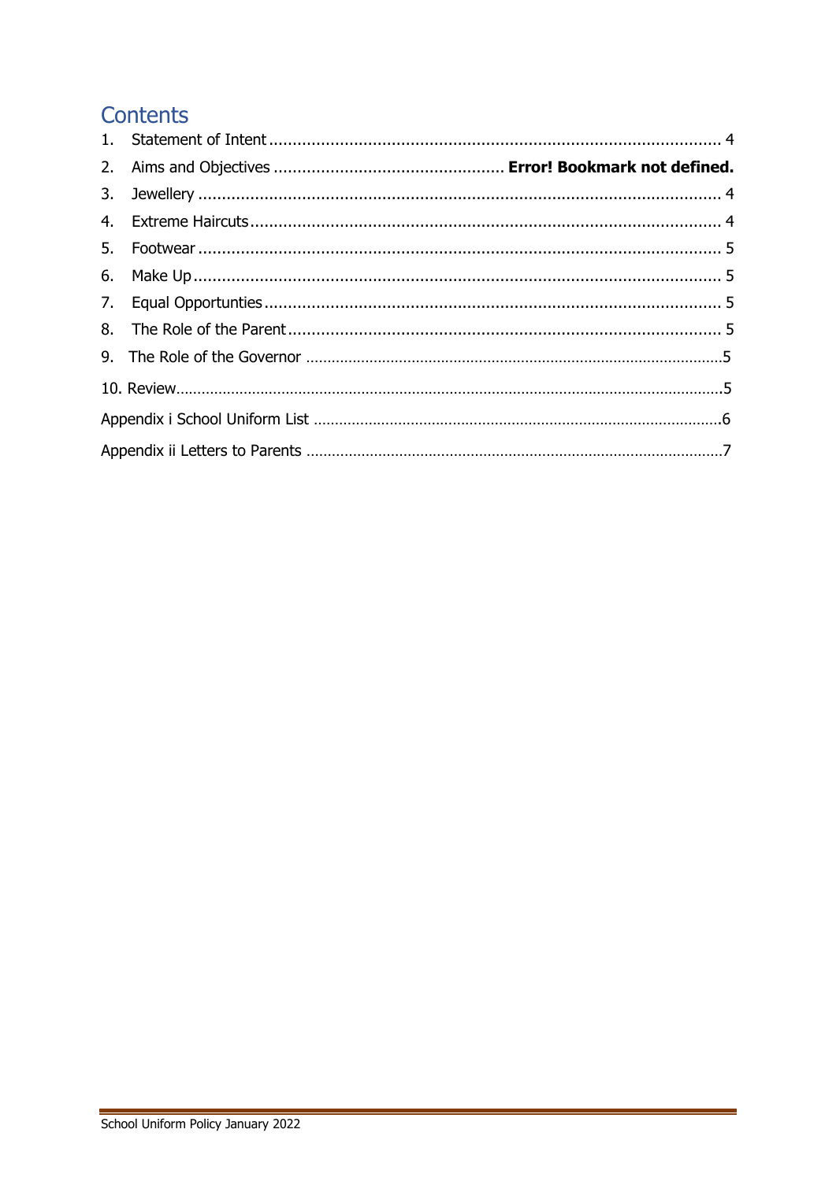# Contents

1. Statement of Intent ................................................................................................ 4
2. Aims and Objectives ................................................ **Error! Bookmark not defined.**
3. Jewellery ............................................................................................................... 4
4. Extreme Haircuts.................................................................................................... 4
5. Footwear ............................................................................................................... 5
6. Make Up................................................................................................................ 5
7. Equal Opportunties ................................................................................................ 5
8. The Role of the Parent ............................................................................................ 5
9. The Role of the Governor .........................................................................................5
10. Review......................................................................................................................5

Appendix i School Uniform List .......................................................................................6

Appendix ii Letters to Parents .........................................................................................7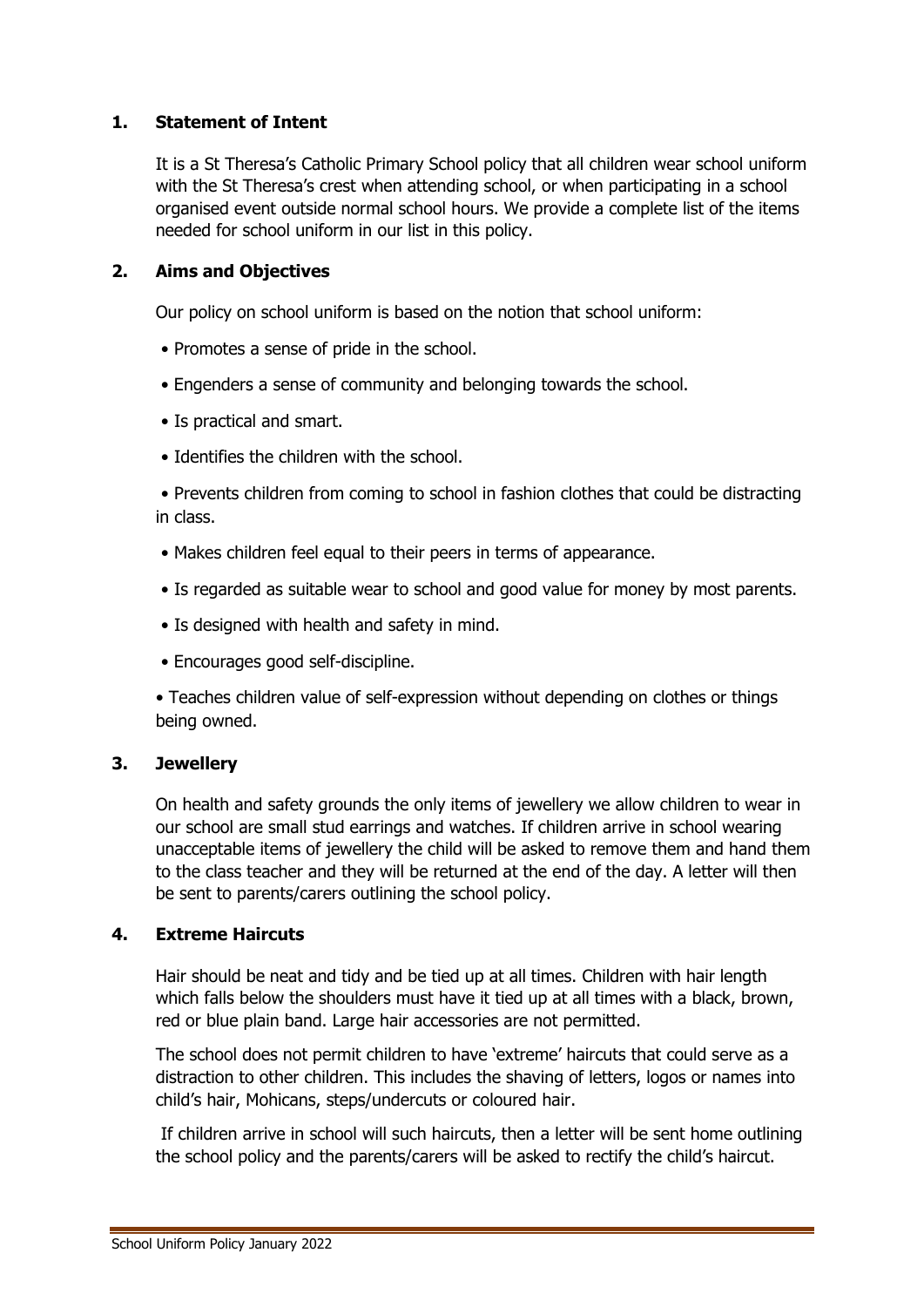## 1. Statement of Intent

It is a St Theresa's Catholic Primary School policy that all children wear school uniform with the St Theresa's crest when attending school, or when participating in a school organised event outside normal school hours. We provide a complete list of the items needed for school uniform in our list in this policy.

## 2. Aims and Objectives

Our policy on school uniform is based on the notion that school uniform:

- Promotes a sense of pride in the school.
- Engenders a sense of community and belonging towards the school.
- Is practical and smart.
- Identifies the children with the school.
- Prevents children from coming to school in fashion clothes that could be distracting in class.
- Makes children feel equal to their peers in terms of appearance.
- Is regarded as suitable wear to school and good value for money by most parents.
- Is designed with health and safety in mind.
- Encourages good self-discipline.
- Teaches children value of self-expression without depending on clothes or things being owned.

## 3. Jewellery

On health and safety grounds the only items of jewellery we allow children to wear in our school are small stud earrings and watches. If children arrive in school wearing unacceptable items of jewellery the child will be asked to remove them and hand them to the class teacher and they will be returned at the end of the day. A letter will then be sent to parents/carers outlining the school policy.

## 4. Extreme Haircuts

Hair should be neat and tidy and be tied up at all times. Children with hair length which falls below the shoulders must have it tied up at all times with a black, brown, red or blue plain band. Large hair accessories are not permitted.

The school does not permit children to have 'extreme' haircuts that could serve as a distraction to other children. This includes the shaving of letters, logos or names into child's hair, Mohicans, steps/undercuts or coloured hair.

If children arrive in school will such haircuts, then a letter will be sent home outlining the school policy and the parents/carers will be asked to rectify the child's haircut.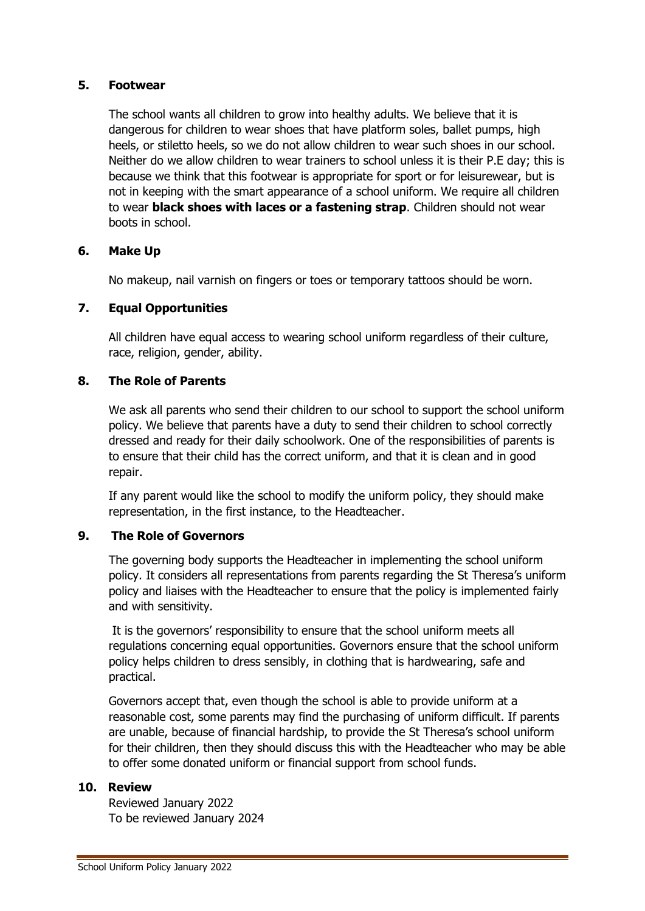## 5. Footwear

The school wants all children to grow into healthy adults. We believe that it is dangerous for children to wear shoes that have platform soles, ballet pumps, high heels, or stiletto heels, so we do not allow children to wear such shoes in our school. Neither do we allow children to wear trainers to school unless it is their P.E day; this is because we think that this footwear is appropriate for sport or for leisurewear, but is not in keeping with the smart appearance of a school uniform. We require all children to wear **black shoes with laces or a fastening strap**. Children should not wear boots in school.

## 6. Make Up

No makeup, nail varnish on fingers or toes or temporary tattoos should be worn.

## 7. Equal Opportunities

All children have equal access to wearing school uniform regardless of their culture, race, religion, gender, ability.

## 8. The Role of Parents

We ask all parents who send their children to our school to support the school uniform policy. We believe that parents have a duty to send their children to school correctly dressed and ready for their daily schoolwork. One of the responsibilities of parents is to ensure that their child has the correct uniform, and that it is clean and in good repair.

If any parent would like the school to modify the uniform policy, they should make representation, in the first instance, to the Headteacher.

## 9. The Role of Governors

The governing body supports the Headteacher in implementing the school uniform policy. It considers all representations from parents regarding the St Theresa's uniform policy and liaises with the Headteacher to ensure that the policy is implemented fairly and with sensitivity.

It is the governors' responsibility to ensure that the school uniform meets all regulations concerning equal opportunities. Governors ensure that the school uniform policy helps children to dress sensibly, in clothing that is hardwearing, safe and practical.

Governors accept that, even though the school is able to provide uniform at a reasonable cost, some parents may find the purchasing of uniform difficult. If parents are unable, because of financial hardship, to provide the St Theresa's school uniform for their children, then they should discuss this with the Headteacher who may be able to offer some donated uniform or financial support from school funds.

## 10. Review

Reviewed January 2022
To be reviewed January 2024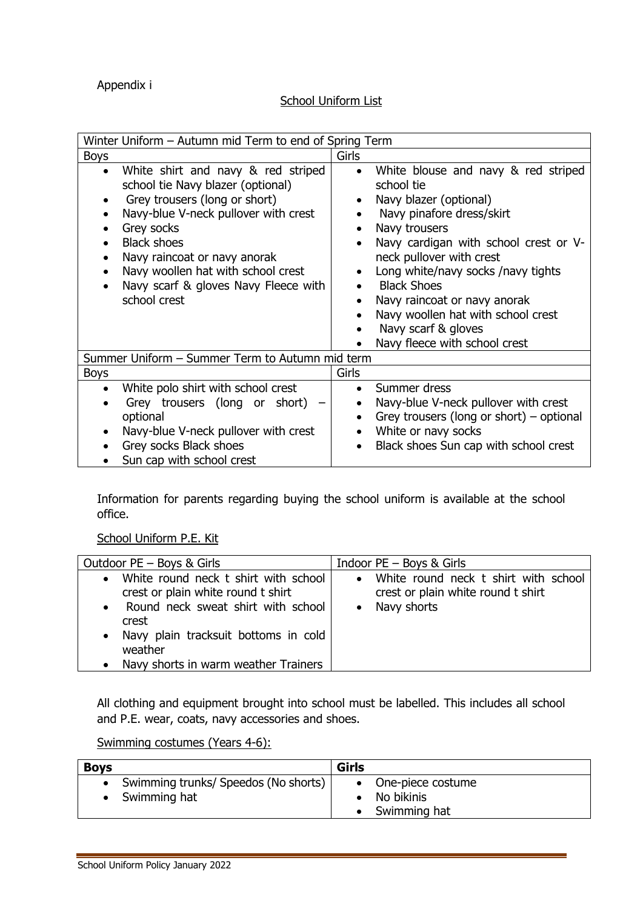Appendix i

## School Uniform List

| Winter Uniform – Autumn mid Term to end of Spring Term | |
|---|---|
| Boys | Girls |
| • White shirt and navy & red striped school tie Navy blazer (optional)<br>• Grey trousers (long or short)<br>• Navy-blue V-neck pullover with crest<br>• Grey socks<br>• Black shoes<br>• Navy raincoat or navy anorak<br>• Navy woollen hat with school crest<br>• Navy scarf & gloves Navy Fleece with school crest | • White blouse and navy & red striped school tie<br>• Navy blazer (optional)<br>• Navy pinafore dress/skirt<br>• Navy trousers<br>• Navy cardigan with school crest or V-neck pullover with crest<br>• Long white/navy socks /navy tights<br>• Black Shoes<br>• Navy raincoat or navy anorak<br>• Navy woollen hat with school crest<br>• Navy scarf & gloves<br>• Navy fleece with school crest |
| **Summer Uniform – Summer Term to Autumn mid term** | |
| Boys | Girls |
| • White polo shirt with school crest<br>• Grey trousers (long or short) – optional<br>• Navy-blue V-neck pullover with crest<br>• Grey socks Black shoes<br>• Sun cap with school crest | • Summer dress<br>• Navy-blue V-neck pullover with crest<br>• Grey trousers (long or short) – optional<br>• White or navy socks<br>• Black shoes Sun cap with school crest |

Information for parents regarding buying the school uniform is available at the school office.

### School Uniform P.E. Kit

| Outdoor PE – Boys & Girls | Indoor PE – Boys & Girls |
|---|---|
| • White round neck t shirt with school crest or plain white round t shirt<br>• Round neck sweat shirt with school crest<br>• Navy plain tracksuit bottoms in cold weather<br>• Navy shorts in warm weather Trainers | • White round neck t shirt with school crest or plain white round t shirt<br>• Navy shorts |

All clothing and equipment brought into school must be labelled. This includes all school and P.E. wear, coats, navy accessories and shoes.

### Swimming costumes (Years 4-6):

| **Boys** | **Girls** |
|---|---|
| • Swimming trunks/ Speedos (No shorts)<br>• Swimming hat | • One-piece costume<br>• No bikinis<br>• Swimming hat |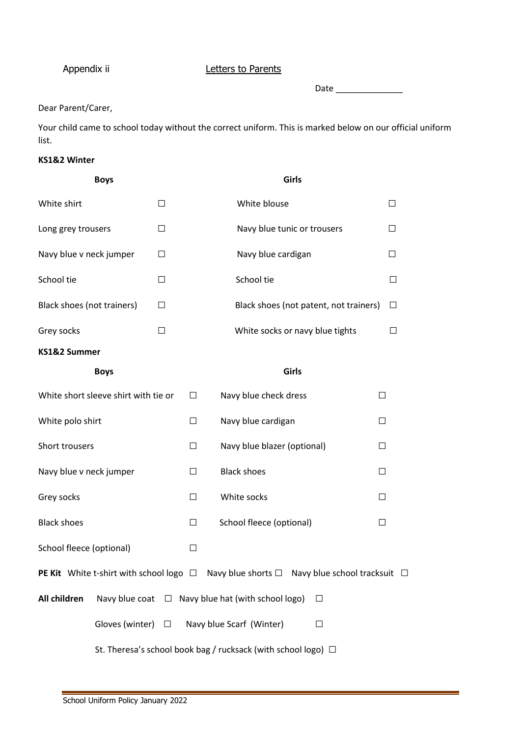Appendix ii

## Letters to Parents

Date ______________

Dear Parent/Carer,

Your child came to school today without the correct uniform. This is marked below on our official uniform list.

**KS1&2 Winter**

| Boys | | Girls | |
|---|---|---|---|
| White shirt | ☐ | White blouse | ☐ |
| Long grey trousers | ☐ | Navy blue tunic or trousers | ☐ |
| Navy blue v neck jumper | ☐ | Navy blue cardigan | ☐ |
| School tie | ☐ | School tie | ☐ |
| Black shoes (not trainers) | ☐ | Black shoes (not patent, not trainers) | ☐ |
| Grey socks | ☐ | White socks or navy blue tights | ☐ |

**KS1&2 Summer**

| Boys | | Girls | |
|---|---|---|---|
| White short sleeve shirt with tie or | ☐ | Navy blue check dress | ☐ |
| White polo shirt | ☐ | Navy blue cardigan | ☐ |
| Short trousers | ☐ | Navy blue blazer (optional) | ☐ |
| Navy blue v neck jumper | ☐ | Black shoes | ☐ |
| Grey socks | ☐ | White socks | ☐ |
| Black shoes | ☐ | School fleece (optional) | ☐ |
| School fleece (optional) | ☐ | | |

**PE Kit** White t-shirt with school logo ☐ Navy blue shorts ☐ Navy blue school tracksuit ☐

**All children** Navy blue coat ☐ Navy blue hat (with school logo) ☐

Gloves (winter) ☐ Navy blue Scarf (Winter) ☐

St. Theresa's school book bag / rucksack (with school logo) ☐